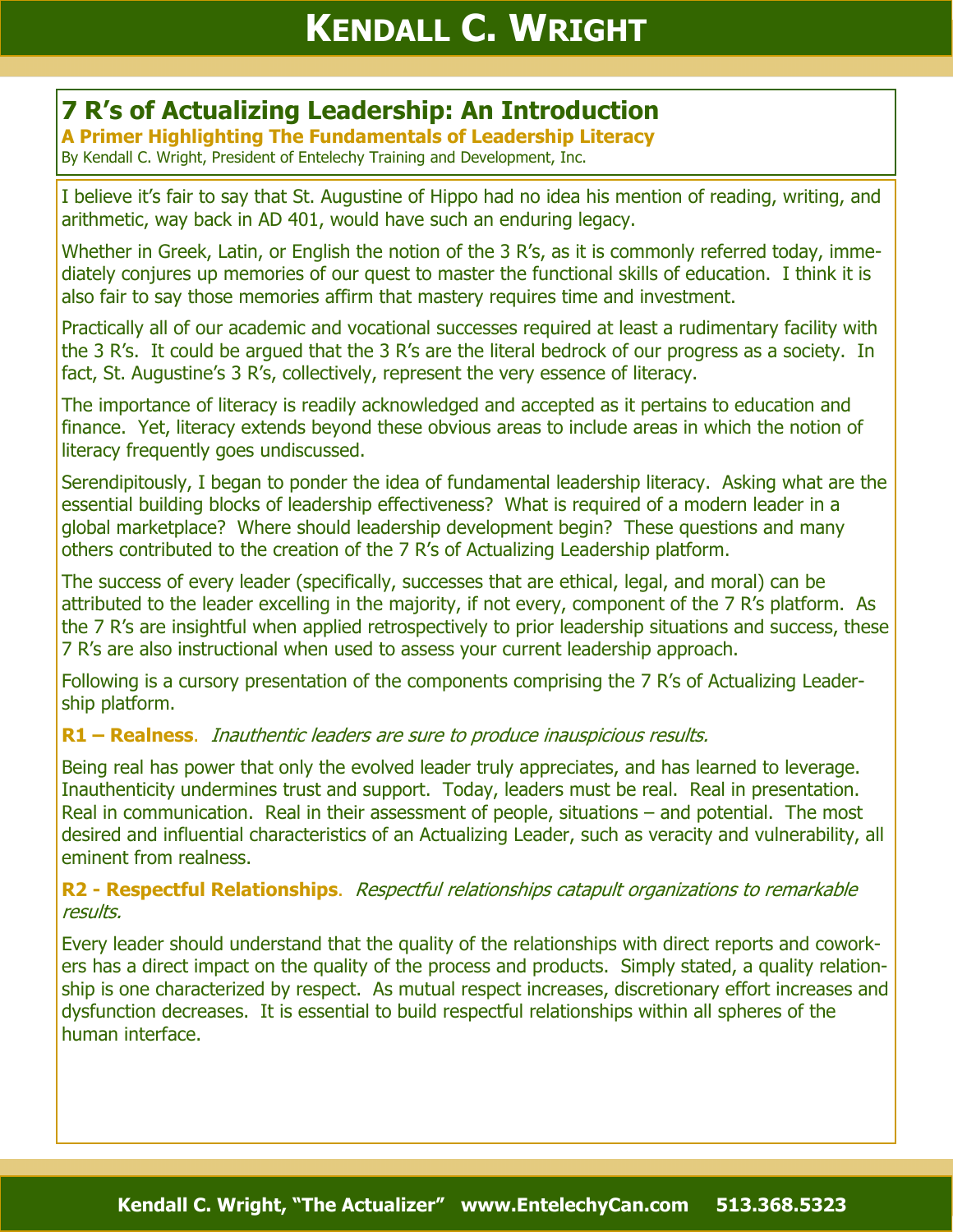# 7 R's of Actualizing Leadership: An Introduction

**A Primer Highlighting The Fundamentals of Leadership Literacy**

By Kendall C. Wright, President of Entelechy Training and Development, Inc.

I believe it's fair to say that St. Augustine of Hippo had no idea his mention of reading, writing, and arithmetic, way back in AD 401, would have such an enduring legacy.

Whether in Greek, Latin, or English the notion of the 3 R's, as it is commonly referred today, immediately conjures up memories of our quest to master the functional skills of education. I think it is also fair to say those memories affirm that mastery requires time and investment.

Practically all of our academic and vocational successes required at least a rudimentary facility with the 3 R's. It could be argued that the 3 R's are the literal bedrock of our progress as a society. In fact, St. Augustine's 3 R's, collectively, represent the very essence of literacy.

The importance of literacy is readily acknowledged and accepted as it pertains to education and finance. Yet, literacy extends beyond these obvious areas to include areas in which the notion of literacy frequently goes undiscussed.

Serendipitously, I began to ponder the idea of fundamental leadership literacy. Asking what are the essential building blocks of leadership effectiveness? What is required of a modern leader in a global marketplace? Where should leadership development begin? These questions and many others contributed to the creation of the 7 R's of Actualizing Leadership platform.

The success of every leader (specifically, successes that are ethical, legal, and moral) can be attributed to the leader excelling in the majority, if not every, component of the 7 R's platform. As the 7 R's are insightful when applied retrospectively to prior leadership situations and success, these 7 R's are also instructional when used to assess your current leadership approach.

Following is a cursory presentation of the components comprising the 7 R's of Actualizing Leadership platform.

**R1 – Realness**. *Inauthentic leaders are sure to produce inauspicious results.*

Being real has power that only the evolved leader truly appreciates, and has learned to leverage. Inauthenticity undermines trust and support. Today, leaders must be real. Real in presentation. Real in communication. Real in their assessment of people, situations – and potential. The most desired and influential characteristics of an Actualizing Leader, such as veracity and vulnerability, all eminent from realness.

**R2 - Respectful Relationships**. *Respectful relationships catapult organizations to remarkable results.*

Every leader should understand that the quality of the relationships with direct reports and coworkers has a direct impact on the quality of the process and products. Simply stated, a quality relationship is one characterized by respect. As mutual respect increases, discretionary effort increases and dysfunction decreases. It is essential to build respectful relationships within all spheres of the human interface.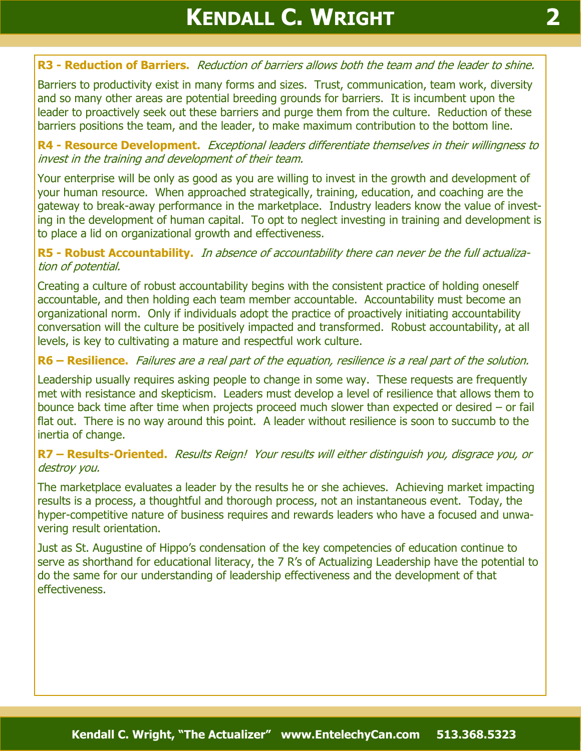**R3 - Reduction of Barriers.** *Reduction of barriers allows both the team and the leader to shine.*

Barriers to productivity exist in many forms and sizes. Trust, communication, team work, diversity and so many other areas are potential breeding grounds for barriers. It is incumbent upon the leader to proactively seek out these barriers and purge them from the culture. Reduction of these barriers positions the team, and the leader, to make maximum contribution to the bottom line.

**R4 - Resource Development.** *Exceptional leaders differentiate themselves in their willingness to invest in the training and development of their team.*

Your enterprise will be only as good as you are willing to invest in the growth and development of your human resource. When approached strategically, training, education, and coaching are the gateway to break-away performance in the marketplace. Industry leaders know the value of investing in the development of human capital. To opt to neglect investing in training and development is to place a lid on organizational growth and effectiveness.

**R5 - Robust Accountability.** *In absence of accountability there can never be the full actualization of potential.*

Creating a culture of robust accountability begins with the consistent practice of holding oneself accountable, and then holding each team member accountable. Accountability must become an organizational norm. Only if individuals adopt the practice of proactively initiating accountability conversation will the culture be positively impacted and transformed. Robust accountability, at all levels, is key to cultivating a mature and respectful work culture.

**R6 – Resilience.** *Failures are a real part of the equation, resilience is a real part of the solution.*

Leadership usually requires asking people to change in some way. These requests are frequently met with resistance and skepticism. Leaders must develop a level of resilience that allows them to bounce back time after time when projects proceed much slower than expected or desired – or fail flat out. There is no way around this point. A leader without resilience is soon to succumb to the inertia of change.

**R7 – Results-Oriented.** *Results Reign! Your results will either distinguish you, disgrace you, or destroy you.*

The marketplace evaluates a leader by the results he or she achieves. Achieving market impacting results is a process, a thoughtful and thorough process, not an instantaneous event. Today, the hyper-competitive nature of business requires and rewards leaders who have a focused and unwavering result orientation.

Just as St. Augustine of Hippo's condensation of the key competencies of education continue to serve as shorthand for educational literacy, the 7 R's of Actualizing Leadership have the potential to do the same for our understanding of leadership effectiveness and the development of that effectiveness.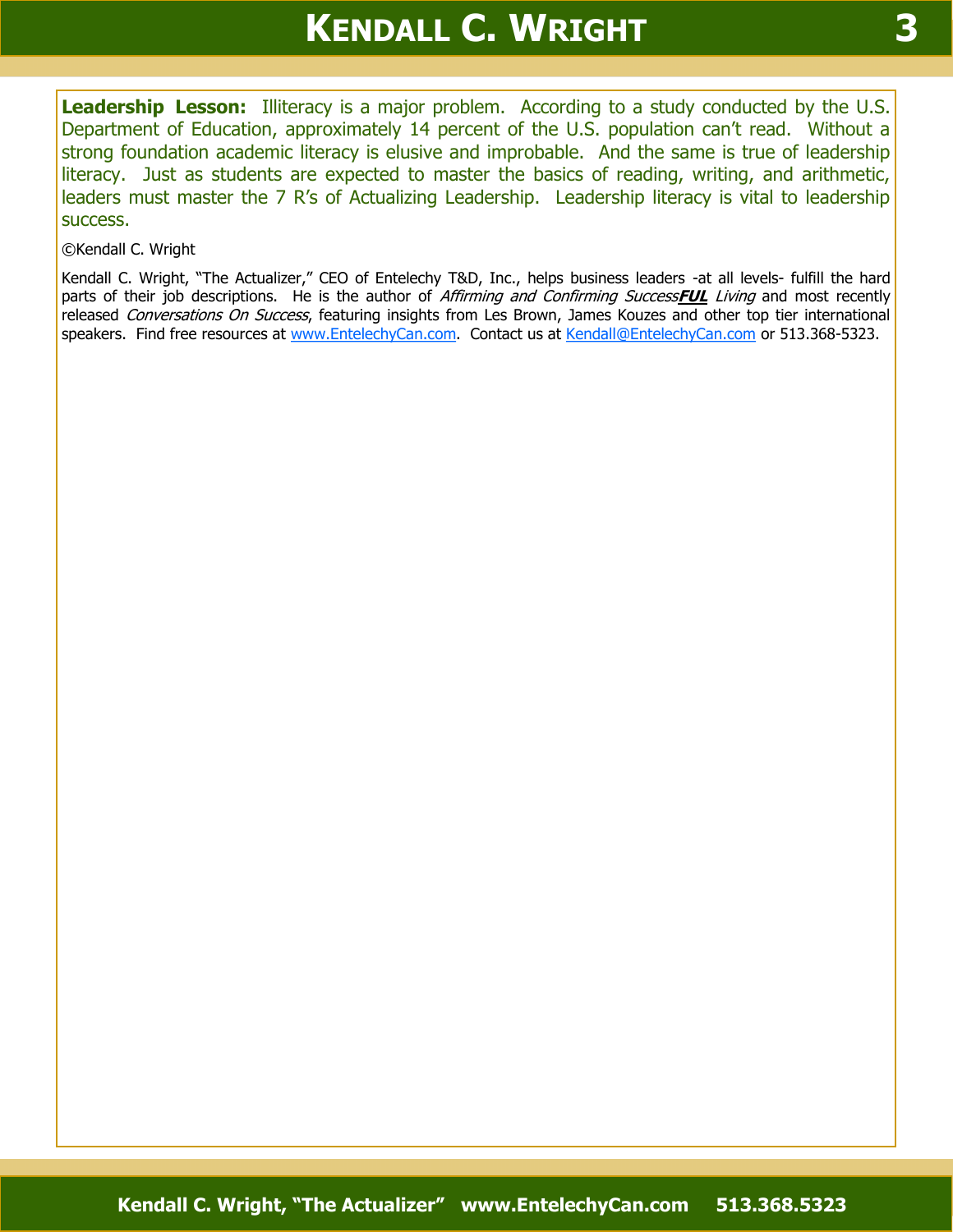**Leadership Lesson:** Illiteracy is a major problem. According to a study conducted by the U.S. Department of Education, approximately 14 percent of the U.S. population can't read. Without a strong foundation academic literacy is elusive and improbable. And the same is true of leadership literacy. Just as students are expected to master the basics of reading, writing, and arithmetic, leaders must master the 7 R's of Actualizing Leadership. Leadership literacy is vital to leadership success.

©Kendall C. Wright

Kendall C. Wright, "The Actualizer," CEO of Entelechy T&D, Inc., helps business leaders -at all levels- fulfill the hard parts of their job descriptions. He is the author of *Affirming and Confirming Success**FUL** Living* and most recently released *Conversations On Success*, featuring insights from Les Brown, James Kouzes and other top tier international speakers. Find free resources at www.EntelechyCan.com. Contact us at Kendall@EntelechyCan.com or 513.368-5323.